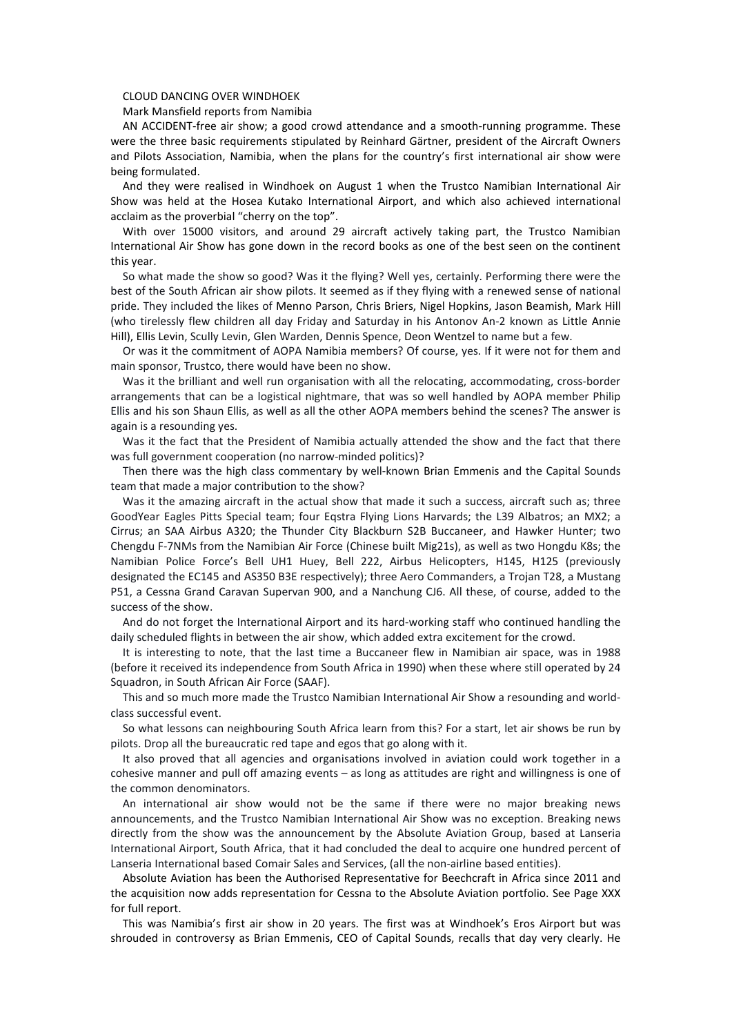# CLOUD DANCING OVER WINDHOEK

Mark Mansfield reports from Namibia

AN ACCIDENT-free air show; a good crowd attendance and a smooth-running programme. These were the three basic requirements stipulated by Reinhard Gärtner, president of the Aircraft Owners and Pilots Association, Namibia, when the plans for the country's first international air show were being formulated.

And they were realised in Windhoek on August 1 when the Trustco Namibian International Air Show was held at the Hosea Kutako International Airport, and which also achieved international acclaim as the proverbial "cherry on the top".

With over 15000 visitors, and around 29 aircraft actively taking part, the Trustco Namibian International Air Show has gone down in the record books as one of the best seen on the continent this year.

So what made the show so good? Was it the flying? Well yes, certainly. Performing there were the best of the South African air show pilots. It seemed as if they flying with a renewed sense of national pride. They included the likes of Menno Parson, Chris Briers, Nigel Hopkins, Jason Beamish, Mark Hill (who tirelessly flew children all day Friday and Saturday in his Antonov An-2 known as Little Annie Hill), Ellis Levin, Scully Levin, Glen Warden, Dennis Spence, Deon Wentzel to name but a few.

Or was it the commitment of AOPA Namibia members? Of course, yes. If it were not for them and main sponsor, Trustco, there would have been no show.

Was it the brilliant and well run organisation with all the relocating, accommodating, cross-border arrangements that can be a logistical nightmare, that was so well handled by AOPA member Philip Ellis and his son Shaun Ellis, as well as all the other AOPA members behind the scenes? The answer is again is a resounding yes.

Was it the fact that the President of Namibia actually attended the show and the fact that there was full government cooperation (no narrow-minded politics)?

Then there was the high class commentary by well-known Brian Emmenis and the Capital Sounds team that made a major contribution to the show?

Was it the amazing aircraft in the actual show that made it such a success, aircraft such as; three GoodYear Eagles Pitts Special team; four Eqstra Flying Lions Harvards; the L39 Albatros; an MX2; a Cirrus; an SAA Airbus A320; the Thunder City Blackburn S2B Buccaneer, and Hawker Hunter; two Chengdu F-7NMs from the Namibian Air Force (Chinese built Mig21s), as well as two Hongdu K8s; the Namibian Police Force's Bell UH1 Huey, Bell 222, Airbus Helicopters, H145, H125 (previously designated the EC145 and AS350 B3E respectively); three Aero Commanders, a Trojan T28, a Mustang P51, a Cessna Grand Caravan Supervan 900, and a Nanchung CJ6. All these, of course, added to the success of the show.

And do not forget the International Airport and its hard-working staff who continued handling the daily scheduled flights in between the air show, which added extra excitement for the crowd.

It is interesting to note, that the last time a Buccaneer flew in Namibian air space, was in 1988 (before it received its independence from South Africa in 1990) when these where still operated by 24 Squadron, in South African Air Force (SAAF).

This and so much more made the Trustco Namibian International Air Show a resounding and world-class successful event.

So what lessons can neighbouring South Africa learn from this? For a start, let air shows be run by pilots. Drop all the bureaucratic red tape and egos that go along with it.

It also proved that all agencies and organisations involved in aviation could work together in a cohesive manner and pull off amazing events – as long as attitudes are right and willingness is one of the common denominators.

An international air show would not be the same if there were no major breaking news announcements, and the Trustco Namibian International Air Show was no exception. Breaking news directly from the show was the announcement by the Absolute Aviation Group, based at Lanseria International Airport, South Africa, that it had concluded the deal to acquire one hundred percent of Lanseria International based Comair Sales and Services, (all the non-airline based entities).

Absolute Aviation has been the Authorised Representative for Beechcraft in Africa since 2011 and the acquisition now adds representation for Cessna to the Absolute Aviation portfolio. See Page XXX for full report.

This was Namibia's first air show in 20 years. The first was at Windhoek's Eros Airport but was shrouded in controversy as Brian Emmenis, CEO of Capital Sounds, recalls that day very clearly. He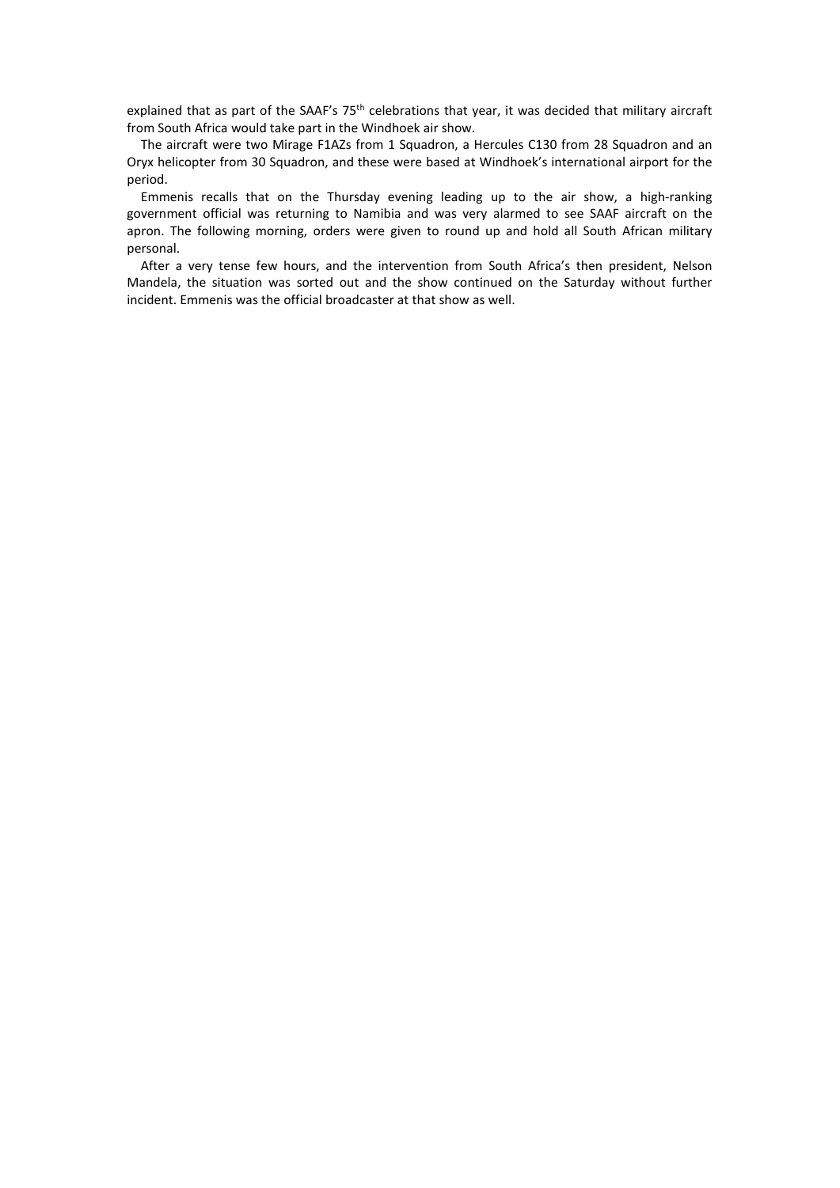explained that as part of the SAAF's 75th celebrations that year, it was decided that military aircraft from South Africa would take part in the Windhoek air show.

The aircraft were two Mirage F1AZs from 1 Squadron, a Hercules C130 from 28 Squadron and an Oryx helicopter from 30 Squadron, and these were based at Windhoek's international airport for the period.

Emmenis recalls that on the Thursday evening leading up to the air show, a high-ranking government official was returning to Namibia and was very alarmed to see SAAF aircraft on the apron. The following morning, orders were given to round up and hold all South African military personal.

After a very tense few hours, and the intervention from South Africa's then president, Nelson Mandela, the situation was sorted out and the show continued on the Saturday without further incident. Emmenis was the official broadcaster at that show as well.